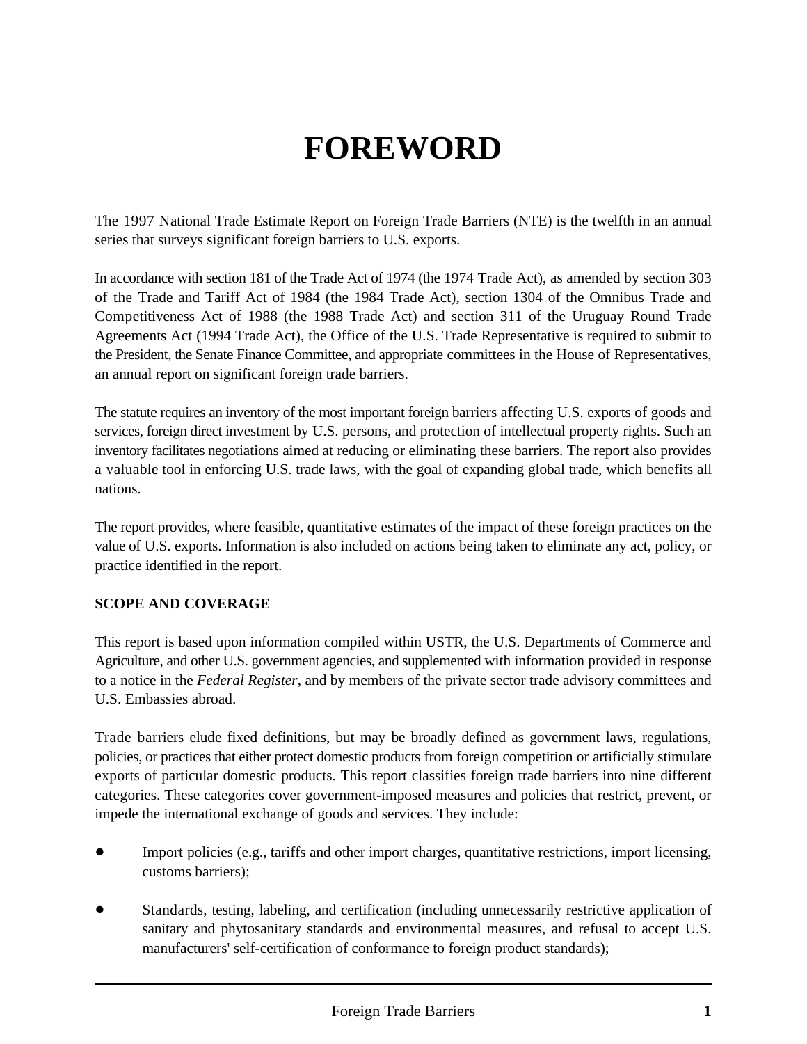# FOREWORD

The 1997 National Trade Estimate Report on Foreign Trade Barriers (NTE) is the twelfth in an annual series that surveys significant foreign barriers to U.S. exports.

In accordance with section 181 of the Trade Act of 1974 (the 1974 Trade Act), as amended by section 303 of the Trade and Tariff Act of 1984 (the 1984 Trade Act), section 1304 of the Omnibus Trade and Competitiveness Act of 1988 (the 1988 Trade Act) and section 311 of the Uruguay Round Trade Agreements Act (1994 Trade Act), the Office of the U.S. Trade Representative is required to submit to the President, the Senate Finance Committee, and appropriate committees in the House of Representatives, an annual report on significant foreign trade barriers.

The statute requires an inventory of the most important foreign barriers affecting U.S. exports of goods and services, foreign direct investment by U.S. persons, and protection of intellectual property rights. Such an inventory facilitates negotiations aimed at reducing or eliminating these barriers. The report also provides a valuable tool in enforcing U.S. trade laws, with the goal of expanding global trade, which benefits all nations.

The report provides, where feasible, quantitative estimates of the impact of these foreign practices on the value of U.S. exports. Information is also included on actions being taken to eliminate any act, policy, or practice identified in the report.

**SCOPE AND COVERAGE**

This report is based upon information compiled within USTR, the U.S. Departments of Commerce and Agriculture, and other U.S. government agencies, and supplemented with information provided in response to a notice in the *Federal Register*, and by members of the private sector trade advisory committees and U.S. Embassies abroad.

Trade barriers elude fixed definitions, but may be broadly defined as government laws, regulations, policies, or practices that either protect domestic products from foreign competition or artificially stimulate exports of particular domestic products. This report classifies foreign trade barriers into nine different categories. These categories cover government-imposed measures and policies that restrict, prevent, or impede the international exchange of goods and services. They include:

- Import policies (e.g., tariffs and other import charges, quantitative restrictions, import licensing, customs barriers);

- Standards, testing, labeling, and certification (including unnecessarily restrictive application of sanitary and phytosanitary standards and environmental measures, and refusal to accept U.S. manufacturers' self-certification of conformance to foreign product standards);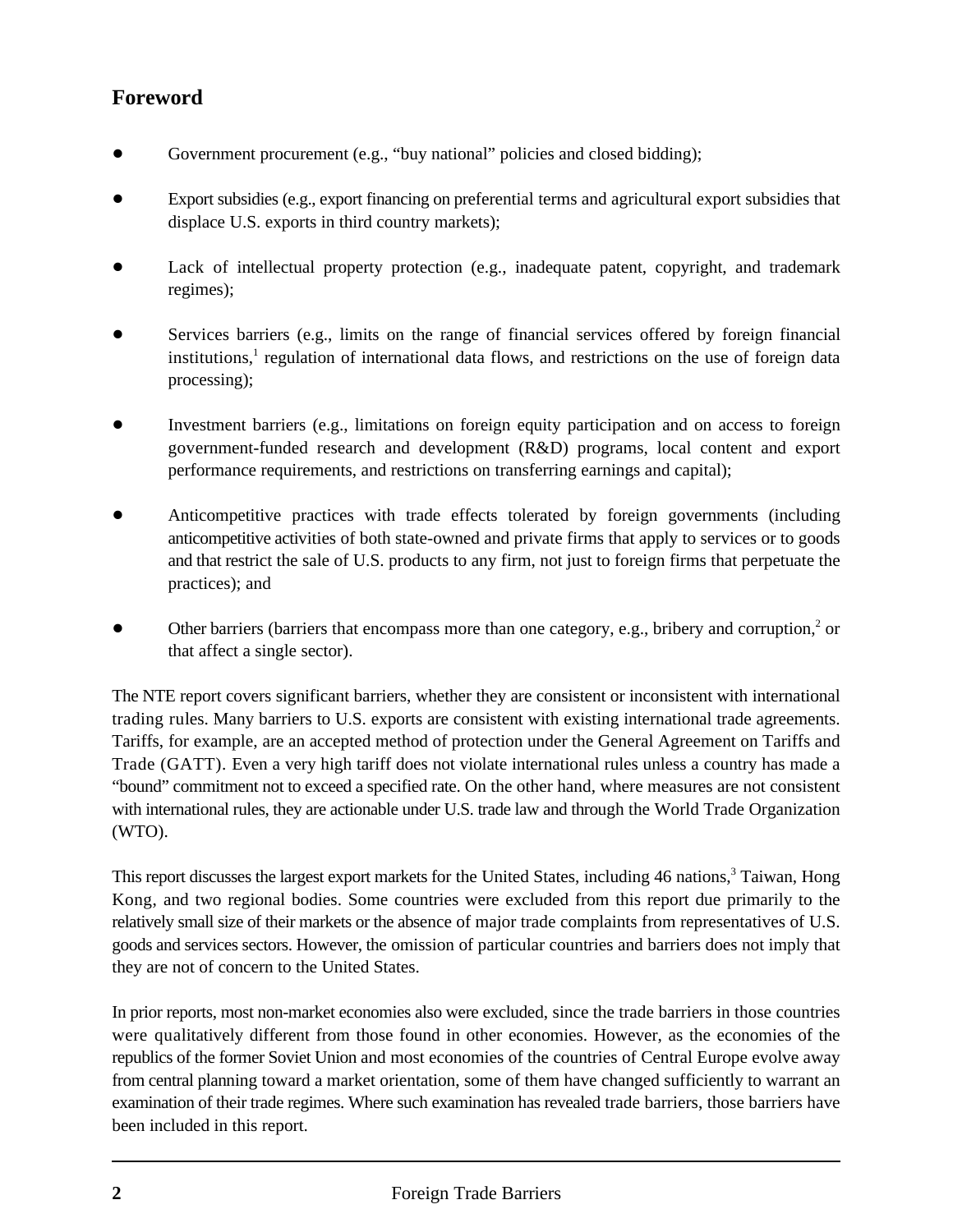## Foreword

- Government procurement (e.g., “buy national” policies and closed bidding);

- Export subsidies (e.g., export financing on preferential terms and agricultural export subsidies that displace U.S. exports in third country markets);

- Lack of intellectual property protection (e.g., inadequate patent, copyright, and trademark regimes);

- Services barriers (e.g., limits on the range of financial services offered by foreign financial institutions,[1] regulation of international data flows, and restrictions on the use of foreign data processing);

- Investment barriers (e.g., limitations on foreign equity participation and on access to foreign government-funded research and development (R&D) programs, local content and export performance requirements, and restrictions on transferring earnings and capital);

- Anticompetitive practices with trade effects tolerated by foreign governments (including anticompetitive activities of both state-owned and private firms that apply to services or to goods and that restrict the sale of U.S. products to any firm, not just to foreign firms that perpetuate the practices); and

- Other barriers (barriers that encompass more than one category, e.g., bribery and corruption,[2] or that affect a single sector).

The NTE report covers significant barriers, whether they are consistent or inconsistent with international trading rules. Many barriers to U.S. exports are consistent with existing international trade agreements. Tariffs, for example, are an accepted method of protection under the General Agreement on Tariffs and Trade (GATT). Even a very high tariff does not violate international rules unless a country has made a “bound” commitment not to exceed a specified rate. On the other hand, where measures are not consistent with international rules, they are actionable under U.S. trade law and through the World Trade Organization (WTO).

This report discusses the largest export markets for the United States, including 46 nations,[3] Taiwan, Hong Kong, and two regional bodies. Some countries were excluded from this report due primarily to the relatively small size of their markets or the absence of major trade complaints from representatives of U.S. goods and services sectors. However, the omission of particular countries and barriers does not imply that they are not of concern to the United States.

In prior reports, most non-market economies also were excluded, since the trade barriers in those countries were qualitatively different from those found in other economies. However, as the economies of the republics of the former Soviet Union and most economies of the countries of Central Europe evolve away from central planning toward a market orientation, some of them have changed sufficiently to warrant an examination of their trade regimes. Where such examination has revealed trade barriers, those barriers have been included in this report.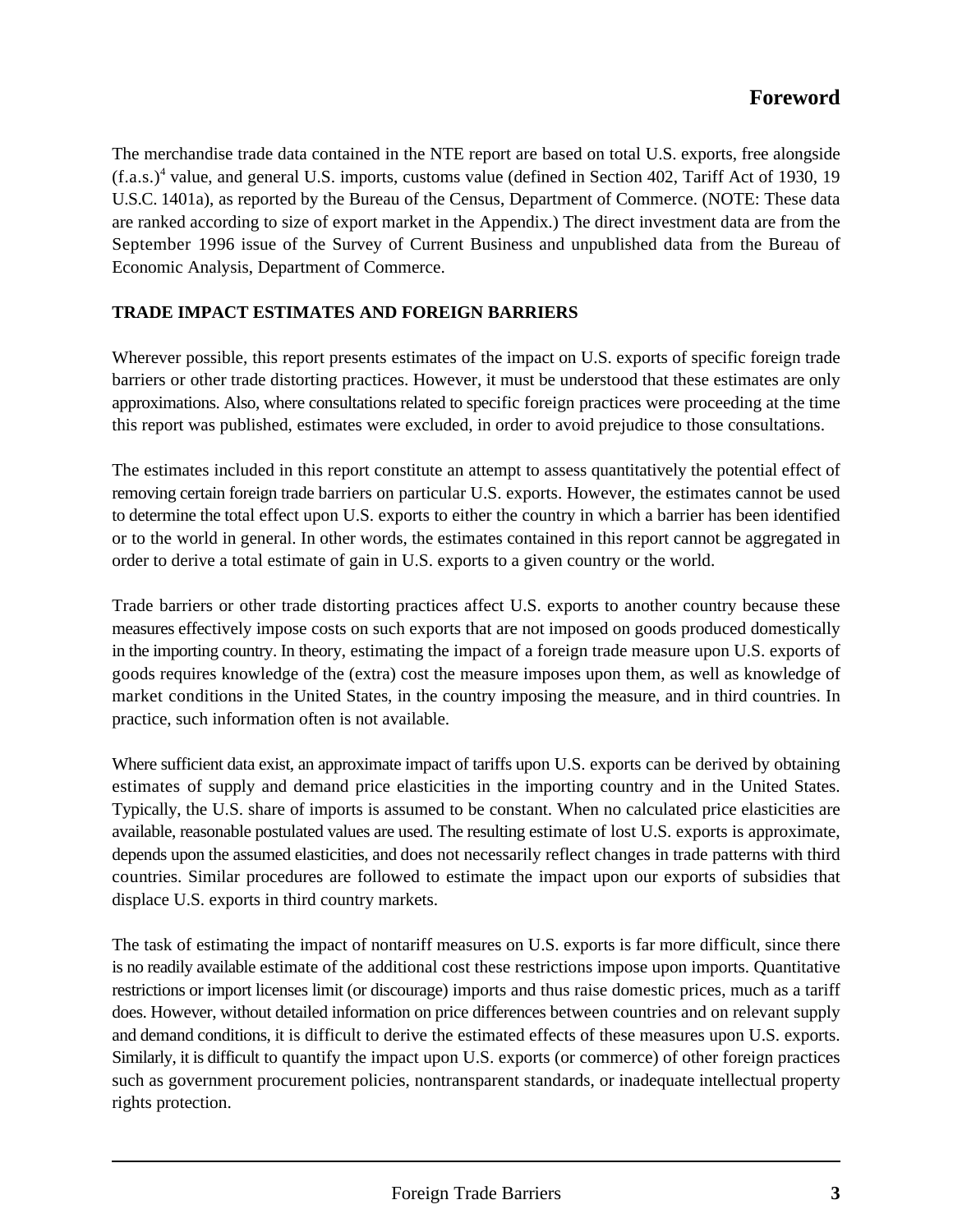## Foreword

The merchandise trade data contained in the NTE report are based on total U.S. exports, free alongside (f.a.s.)[4] value, and general U.S. imports, customs value (defined in Section 402, Tariff Act of 1930, 19 U.S.C. 1401a), as reported by the Bureau of the Census, Department of Commerce. (NOTE: These data are ranked according to size of export market in the Appendix.) The direct investment data are from the September 1996 issue of the Survey of Current Business and unpublished data from the Bureau of Economic Analysis, Department of Commerce.

**TRADE IMPACT ESTIMATES AND FOREIGN BARRIERS**

Wherever possible, this report presents estimates of the impact on U.S. exports of specific foreign trade barriers or other trade distorting practices. However, it must be understood that these estimates are only approximations. Also, where consultations related to specific foreign practices were proceeding at the time this report was published, estimates were excluded, in order to avoid prejudice to those consultations.

The estimates included in this report constitute an attempt to assess quantitatively the potential effect of removing certain foreign trade barriers on particular U.S. exports. However, the estimates cannot be used to determine the total effect upon U.S. exports to either the country in which a barrier has been identified or to the world in general. In other words, the estimates contained in this report cannot be aggregated in order to derive a total estimate of gain in U.S. exports to a given country or the world.

Trade barriers or other trade distorting practices affect U.S. exports to another country because these measures effectively impose costs on such exports that are not imposed on goods produced domestically in the importing country. In theory, estimating the impact of a foreign trade measure upon U.S. exports of goods requires knowledge of the (extra) cost the measure imposes upon them, as well as knowledge of market conditions in the United States, in the country imposing the measure, and in third countries. In practice, such information often is not available.

Where sufficient data exist, an approximate impact of tariffs upon U.S. exports can be derived by obtaining estimates of supply and demand price elasticities in the importing country and in the United States. Typically, the U.S. share of imports is assumed to be constant. When no calculated price elasticities are available, reasonable postulated values are used. The resulting estimate of lost U.S. exports is approximate, depends upon the assumed elasticities, and does not necessarily reflect changes in trade patterns with third countries. Similar procedures are followed to estimate the impact upon our exports of subsidies that displace U.S. exports in third country markets.

The task of estimating the impact of nontariff measures on U.S. exports is far more difficult, since there is no readily available estimate of the additional cost these restrictions impose upon imports. Quantitative restrictions or import licenses limit (or discourage) imports and thus raise domestic prices, much as a tariff does. However, without detailed information on price differences between countries and on relevant supply and demand conditions, it is difficult to derive the estimated effects of these measures upon U.S. exports. Similarly, it is difficult to quantify the impact upon U.S. exports (or commerce) of other foreign practices such as government procurement policies, nontransparent standards, or inadequate intellectual property rights protection.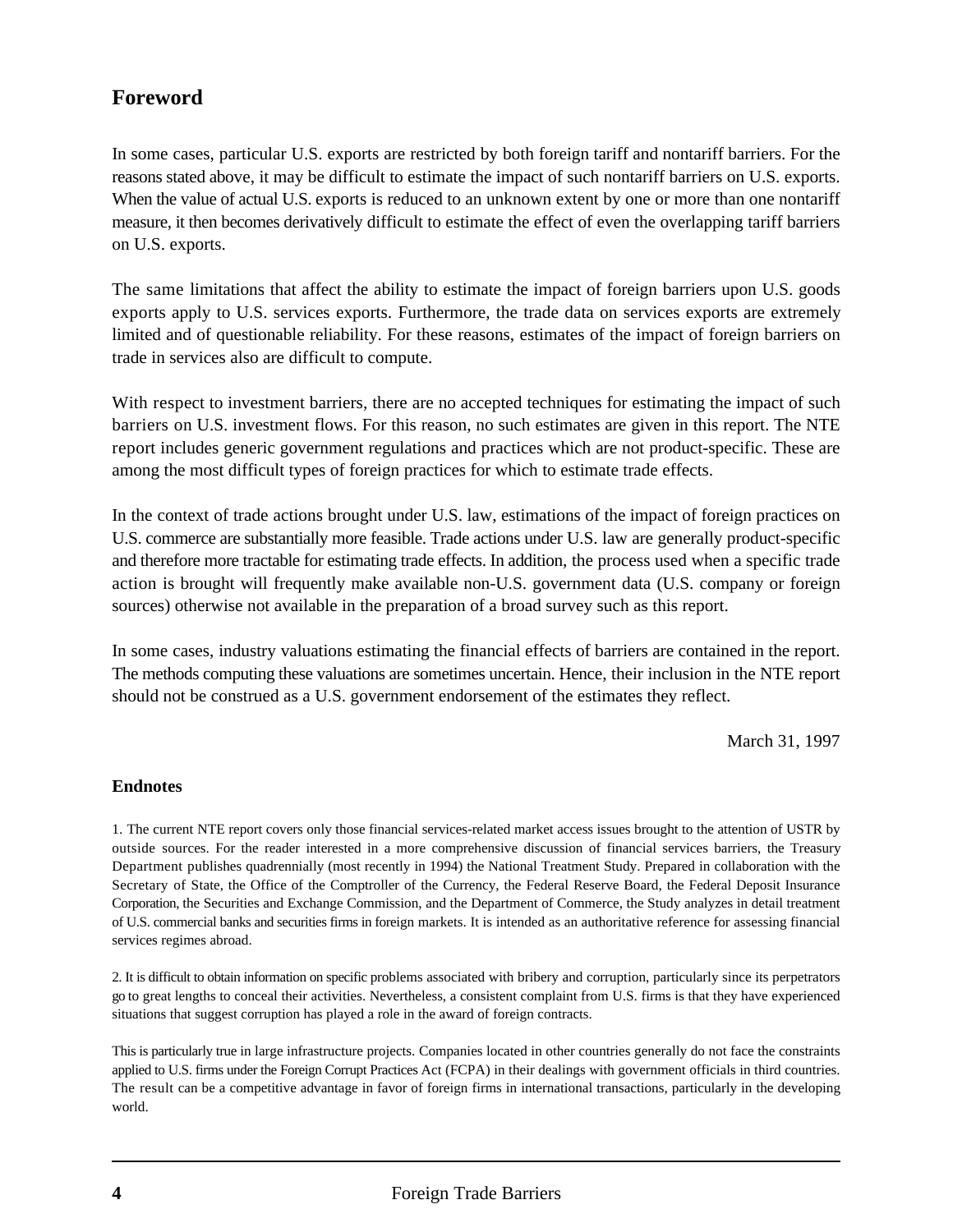## Foreword

In some cases, particular U.S. exports are restricted by both foreign tariff and nontariff barriers. For the reasons stated above, it may be difficult to estimate the impact of such nontariff barriers on U.S. exports. When the value of actual U.S. exports is reduced to an unknown extent by one or more than one nontariff measure, it then becomes derivatively difficult to estimate the effect of even the overlapping tariff barriers on U.S. exports.

The same limitations that affect the ability to estimate the impact of foreign barriers upon U.S. goods exports apply to U.S. services exports. Furthermore, the trade data on services exports are extremely limited and of questionable reliability. For these reasons, estimates of the impact of foreign barriers on trade in services also are difficult to compute.

With respect to investment barriers, there are no accepted techniques for estimating the impact of such barriers on U.S. investment flows. For this reason, no such estimates are given in this report. The NTE report includes generic government regulations and practices which are not product-specific. These are among the most difficult types of foreign practices for which to estimate trade effects.

In the context of trade actions brought under U.S. law, estimations of the impact of foreign practices on U.S. commerce are substantially more feasible. Trade actions under U.S. law are generally product-specific and therefore more tractable for estimating trade effects. In addition, the process used when a specific trade action is brought will frequently make available non-U.S. government data (U.S. company or foreign sources) otherwise not available in the preparation of a broad survey such as this report.

In some cases, industry valuations estimating the financial effects of barriers are contained in the report. The methods computing these valuations are sometimes uncertain. Hence, their inclusion in the NTE report should not be construed as a U.S. government endorsement of the estimates they reflect.

March 31, 1997

### Endnotes

1. The current NTE report covers only those financial services-related market access issues brought to the attention of USTR by outside sources. For the reader interested in a more comprehensive discussion of financial services barriers, the Treasury Department publishes quadrennially (most recently in 1994) the National Treatment Study. Prepared in collaboration with the Secretary of State, the Office of the Comptroller of the Currency, the Federal Reserve Board, the Federal Deposit Insurance Corporation, the Securities and Exchange Commission, and the Department of Commerce, the Study analyzes in detail treatment of U.S. commercial banks and securities firms in foreign markets. It is intended as an authoritative reference for assessing financial services regimes abroad.

2. It is difficult to obtain information on specific problems associated with bribery and corruption, particularly since its perpetrators go to great lengths to conceal their activities. Nevertheless, a consistent complaint from U.S. firms is that they have experienced situations that suggest corruption has played a role in the award of foreign contracts.

This is particularly true in large infrastructure projects. Companies located in other countries generally do not face the constraints applied to U.S. firms under the Foreign Corrupt Practices Act (FCPA) in their dealings with government officials in third countries. The result can be a competitive advantage in favor of foreign firms in international transactions, particularly in the developing world.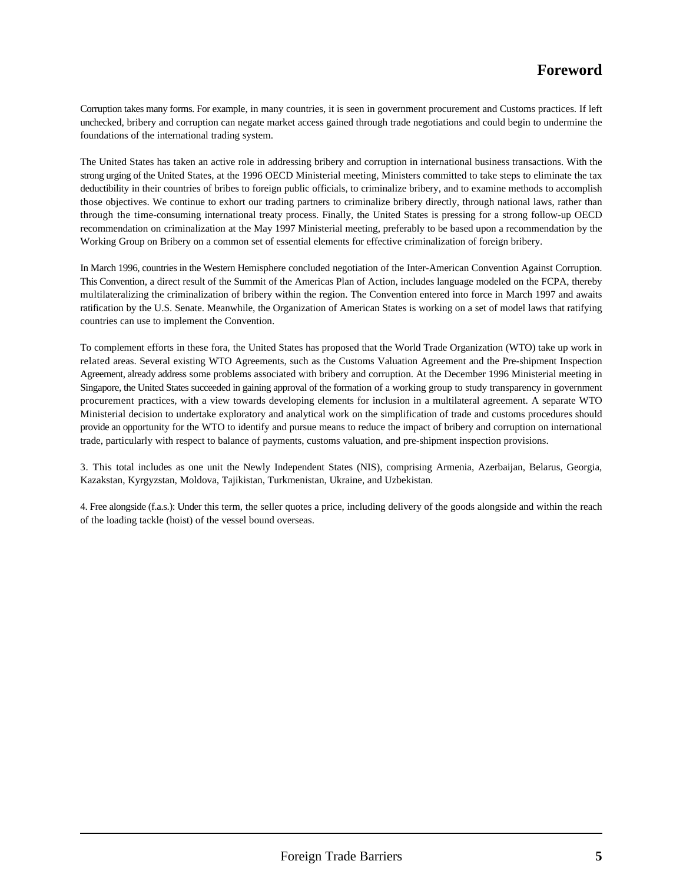# Foreword

Corruption takes many forms. For example, in many countries, it is seen in government procurement and Customs practices. If left unchecked, bribery and corruption can negate market access gained through trade negotiations and could begin to undermine the foundations of the international trading system.

The United States has taken an active role in addressing bribery and corruption in international business transactions. With the strong urging of the United States, at the 1996 OECD Ministerial meeting, Ministers committed to take steps to eliminate the tax deductibility in their countries of bribes to foreign public officials, to criminalize bribery, and to examine methods to accomplish those objectives. We continue to exhort our trading partners to criminalize bribery directly, through national laws, rather than through the time-consuming international treaty process. Finally, the United States is pressing for a strong follow-up OECD recommendation on criminalization at the May 1997 Ministerial meeting, preferably to be based upon a recommendation by the Working Group on Bribery on a common set of essential elements for effective criminalization of foreign bribery.

In March 1996, countries in the Western Hemisphere concluded negotiation of the Inter-American Convention Against Corruption. This Convention, a direct result of the Summit of the Americas Plan of Action, includes language modeled on the FCPA, thereby multilateralizing the criminalization of bribery within the region. The Convention entered into force in March 1997 and awaits ratification by the U.S. Senate. Meanwhile, the Organization of American States is working on a set of model laws that ratifying countries can use to implement the Convention.

To complement efforts in these fora, the United States has proposed that the World Trade Organization (WTO) take up work in related areas. Several existing WTO Agreements, such as the Customs Valuation Agreement and the Pre-shipment Inspection Agreement, already address some problems associated with bribery and corruption. At the December 1996 Ministerial meeting in Singapore, the United States succeeded in gaining approval of the formation of a working group to study transparency in government procurement practices, with a view towards developing elements for inclusion in a multilateral agreement. A separate WTO Ministerial decision to undertake exploratory and analytical work on the simplification of trade and customs procedures should provide an opportunity for the WTO to identify and pursue means to reduce the impact of bribery and corruption on international trade, particularly with respect to balance of payments, customs valuation, and pre-shipment inspection provisions.

3. This total includes as one unit the Newly Independent States (NIS), comprising Armenia, Azerbaijan, Belarus, Georgia, Kazakstan, Kyrgyzstan, Moldova, Tajikistan, Turkmenistan, Ukraine, and Uzbekistan.

4. Free alongside (f.a.s.): Under this term, the seller quotes a price, including delivery of the goods alongside and within the reach of the loading tackle (hoist) of the vessel bound overseas.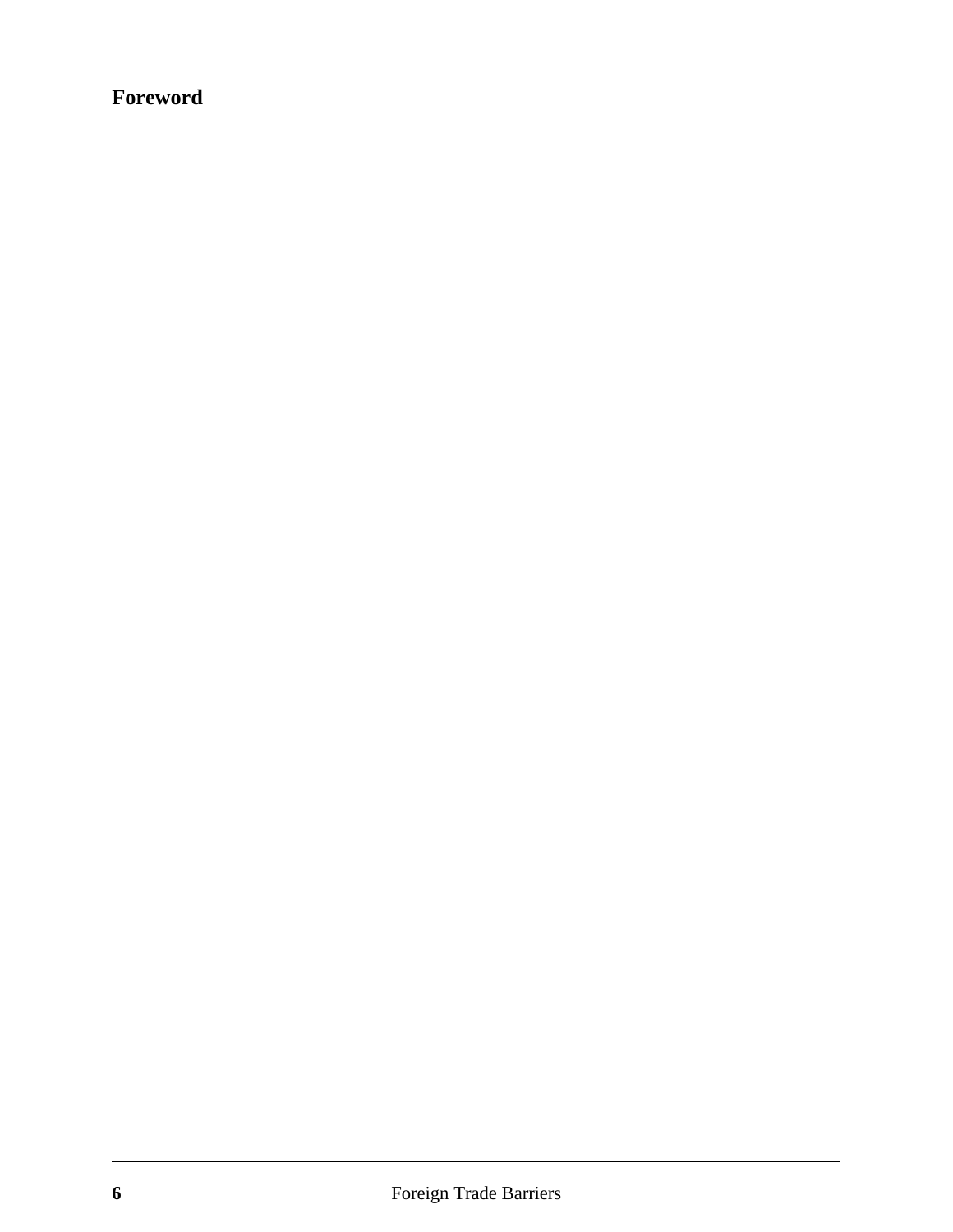## Foreword